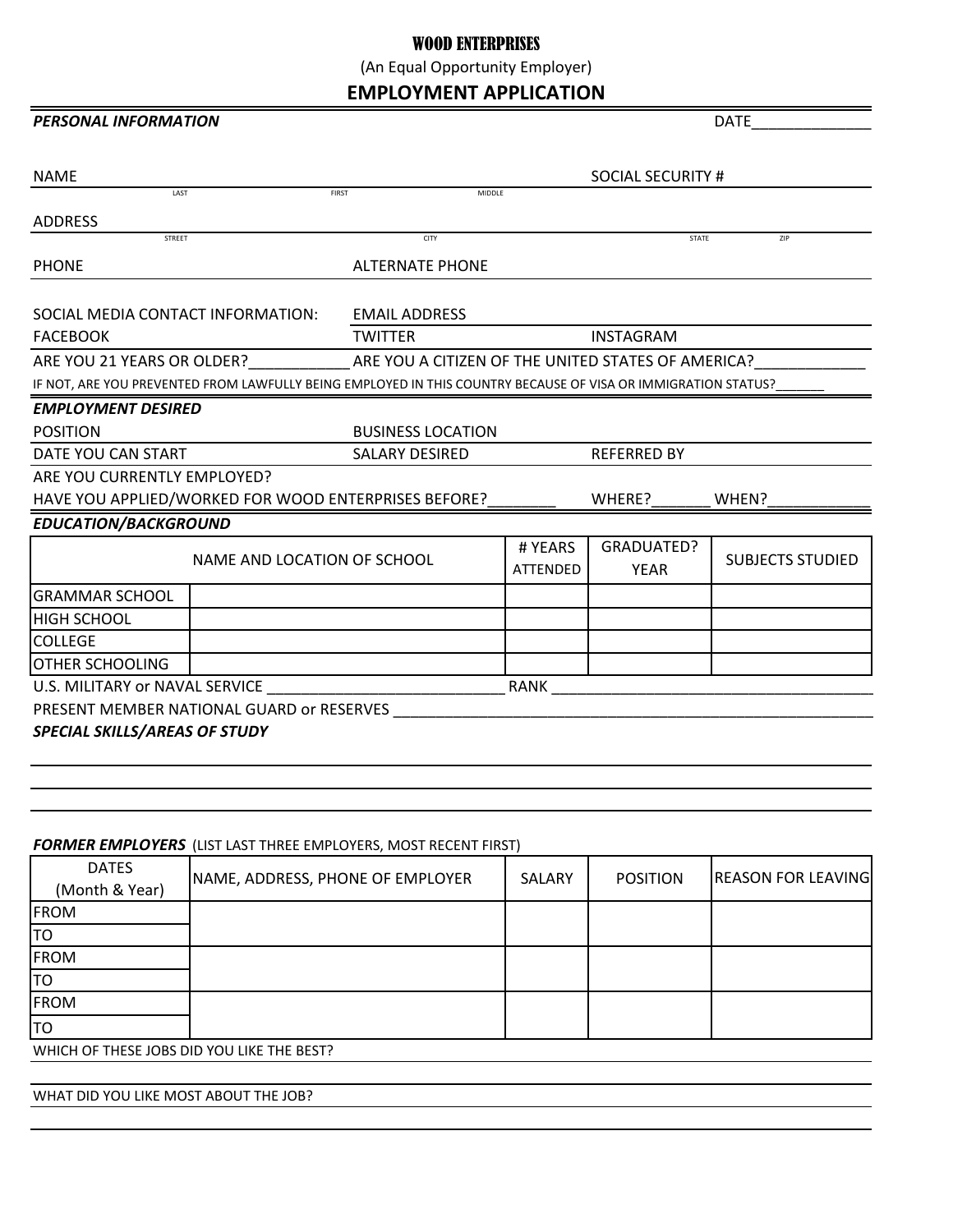# WOOD ENTERPRISES

(An Equal Opportunity Employer)

## EMPLOYMENT APPLICATION

***PERSONAL INFORMATION*** DATE______________

NAME (LAST / FIRST / MIDDLE) SOCIAL SECURITY #

ADDRESS (STREET / CITY / STATE / ZIP)

PHONE ALTERNATE PHONE

SOCIAL MEDIA CONTACT INFORMATION: EMAIL ADDRESS

FACEBOOK TWITTER INSTAGRAM

ARE YOU 21 YEARS OR OLDER?____________ ARE YOU A CITIZEN OF THE UNITED STATES OF AMERICA?_____________

IF NOT, ARE YOU PREVENTED FROM LAWFULLY BEING EMPLOYED IN THIS COUNTRY BECAUSE OF VISA OR IMMIGRATION STATUS?______

***EMPLOYMENT DESIRED***

POSITION BUSINESS LOCATION

DATE YOU CAN START SALARY DESIRED REFERRED BY

ARE YOU CURRENTLY EMPLOYED?

HAVE YOU APPLIED/WORKED FOR WOOD ENTERPRISES BEFORE?________ WHERE?_______ WHEN?____________

***EDUCATION/BACKGROUND***

| | NAME AND LOCATION OF SCHOOL | # YEARS ATTENDED | GRADUATED? YEAR | SUBJECTS STUDIED |
|---|---|---|---|---|
| GRAMMAR SCHOOL | | | | |
| HIGH SCHOOL | | | | |
| COLLEGE | | | | |
| OTHER SCHOOLING | | | | |

U.S. MILITARY or NAVAL SERVICE ____________________________ RANK ________________________________________

PRESENT MEMBER NATIONAL GUARD or RESERVES ____________________________________________________________

***SPECIAL SKILLS/AREAS OF STUDY***

***FORMER EMPLOYERS*** (LIST LAST THREE EMPLOYERS, MOST RECENT FIRST)

| DATES (Month & Year) | NAME, ADDRESS, PHONE OF EMPLOYER | SALARY | POSITION | REASON FOR LEAVING |
|---|---|---|---|---|
| FROM | | | | |
| TO | | | | |
| FROM | | | | |
| TO | | | | |
| FROM | | | | |
| TO | | | | |

WHICH OF THESE JOBS DID YOU LIKE THE BEST?

WHAT DID YOU LIKE MOST ABOUT THE JOB?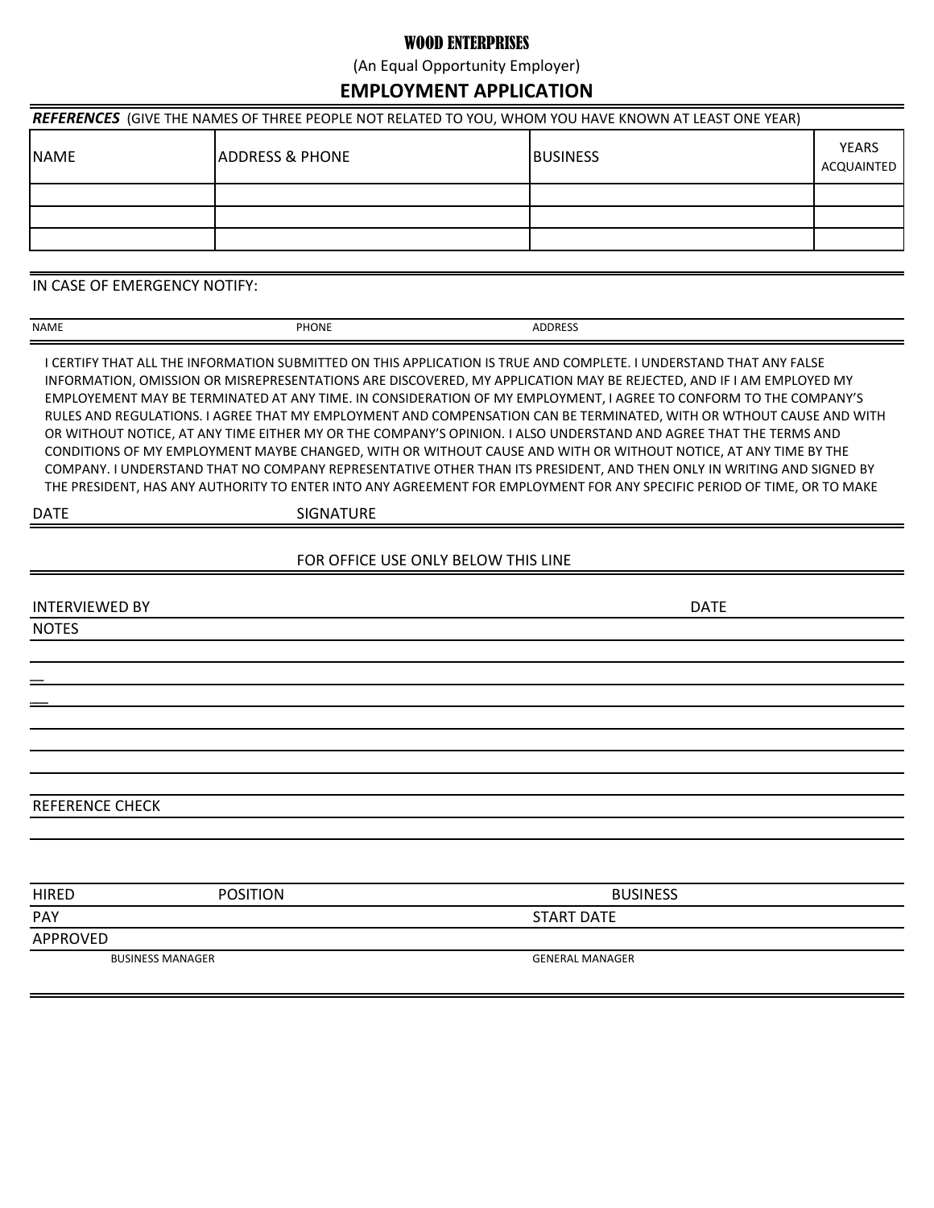# WOOD ENTERPRISES

(An Equal Opportunity Employer)

## EMPLOYMENT APPLICATION

***REFERENCES*** (GIVE THE NAMES OF THREE PEOPLE NOT RELATED TO YOU, WHOM YOU HAVE KNOWN AT LEAST ONE YEAR)

| NAME | ADDRESS & PHONE | BUSINESS | YEARS ACQUAINTED |
|---|---|---|---|
| | | | |
| | | | |
| | | | |

IN CASE OF EMERGENCY NOTIFY:

NAME PHONE ADDRESS

I CERTIFY THAT ALL THE INFORMATION SUBMITTED ON THIS APPLICATION IS TRUE AND COMPLETE. I UNDERSTAND THAT ANY FALSE INFORMATION, OMISSION OR MISREPRESENTATIONS ARE DISCOVERED, MY APPLICATION MAY BE REJECTED, AND IF I AM EMPLOYED MY EMPLOYEMENT MAY BE TERMINATED AT ANY TIME. IN CONSIDERATION OF MY EMPLOYMENT, I AGREE TO CONFORM TO THE COMPANY'S RULES AND REGULATIONS. I AGREE THAT MY EMPLOYMENT AND COMPENSATION CAN BE TERMINATED, WITH OR WTHOUT CAUSE AND WITH OR WITHOUT NOTICE, AT ANY TIME EITHER MY OR THE COMPANY'S OPINION. I ALSO UNDERSTAND AND AGREE THAT THE TERMS AND CONDITIONS OF MY EMPLOYMENT MAYBE CHANGED, WITH OR WITHOUT CAUSE AND WITH OR WITHOUT NOTICE, AT ANY TIME BY THE COMPANY. I UNDERSTAND THAT NO COMPANY REPRESENTATIVE OTHER THAN ITS PRESIDENT, AND THEN ONLY IN WRITING AND SIGNED BY THE PRESIDENT, HAS ANY AUTHORITY TO ENTER INTO ANY AGREEMENT FOR EMPLOYMENT FOR ANY SPECIFIC PERIOD OF TIME, OR TO MAKE

DATE SIGNATURE

FOR OFFICE USE ONLY BELOW THIS LINE

INTERVIEWED BY DATE

NOTES

REFERENCE CHECK

HIRED POSITION BUSINESS

PAY START DATE

APPROVED

BUSINESS MANAGER GENERAL MANAGER